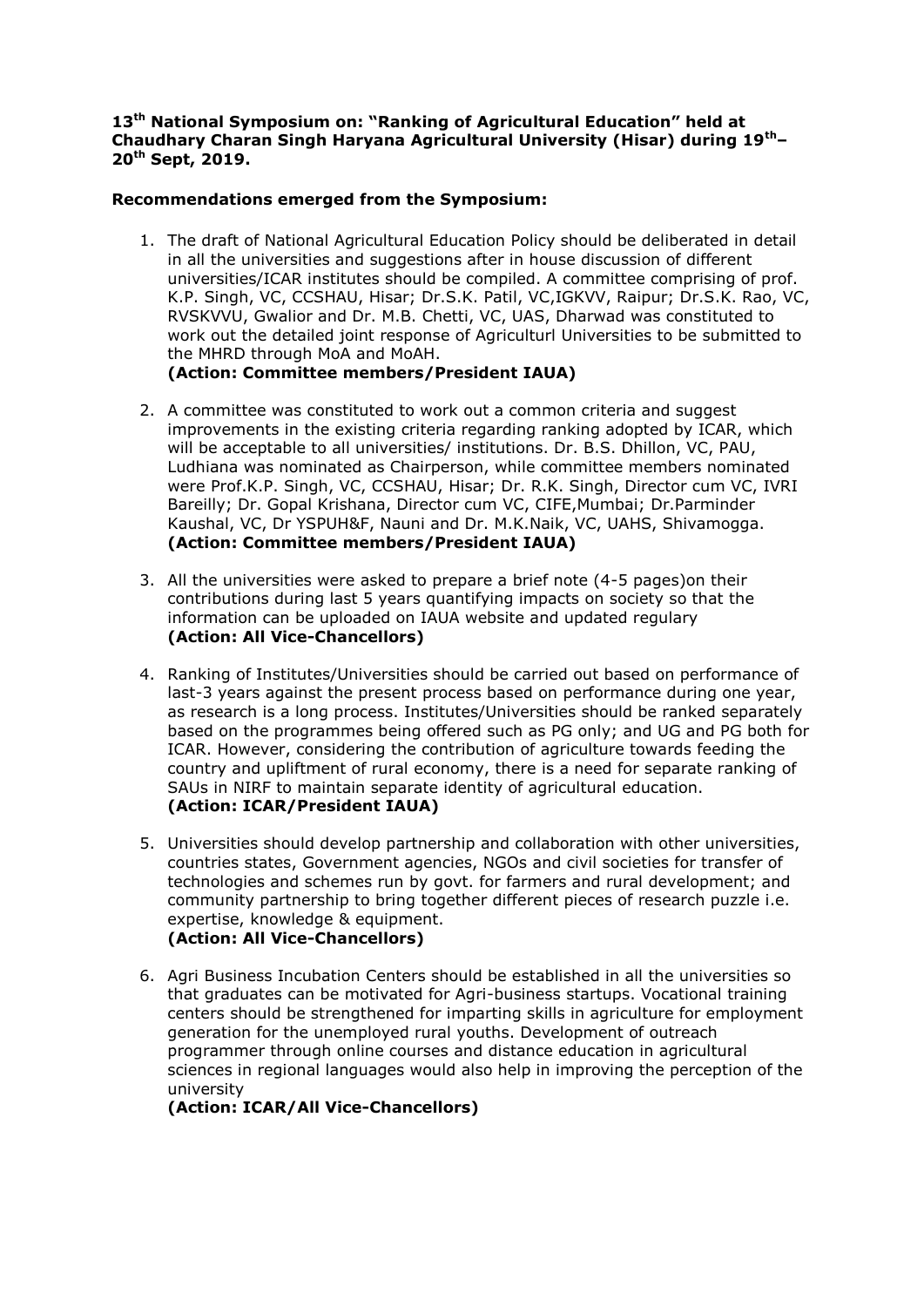**13th National Symposium on: "Ranking of Agricultural Education" held at Chaudhary Charan Singh Haryana Agricultural University (Hisar) during 19th–20th Sept, 2019.**

**Recommendations emerged from the Symposium:**

1. The draft of National Agricultural Education Policy should be deliberated in detail in all the universities and suggestions after in house discussion of different universities/ICAR institutes should be compiled. A committee comprising of prof. K.P. Singh, VC, CCSHAU, Hisar; Dr.S.K. Patil, VC,IGKVV, Raipur; Dr.S.K. Rao, VC, RVSKVVU, Gwalior and Dr. M.B. Chetti, VC, UAS, Dharwad was constituted to work out the detailed joint response of Agriculturl Universities to be submitted to the MHRD through MoA and MoAH.
   **(Action: Committee members/President IAUA)**

2. A committee was constituted to work out a common criteria and suggest improvements in the existing criteria regarding ranking adopted by ICAR, which will be acceptable to all universities/ institutions. Dr. B.S. Dhillon, VC, PAU, Ludhiana was nominated as Chairperson, while committee members nominated were Prof.K.P. Singh, VC, CCSHAU, Hisar; Dr. R.K. Singh, Director cum VC, IVRI Bareilly; Dr. Gopal Krishana, Director cum VC, CIFE,Mumbai; Dr.Parminder Kaushal, VC, Dr YSPUH&F, Nauni and Dr. M.K.Naik, VC, UAHS, Shivamogga.
   **(Action: Committee members/President IAUA)**

3. All the universities were asked to prepare a brief note (4-5 pages)on their contributions during last 5 years quantifying impacts on society so that the information can be uploaded on IAUA website and updated regulary
   **(Action: All Vice-Chancellors)**

4. Ranking of Institutes/Universities should be carried out based on performance of last-3 years against the present process based on performance during one year, as research is a long process. Institutes/Universities should be ranked separately based on the programmes being offered such as PG only; and UG and PG both for ICAR. However, considering the contribution of agriculture towards feeding the country and upliftment of rural economy, there is a need for separate ranking of SAUs in NIRF to maintain separate identity of agricultural education.
   **(Action: ICAR/President IAUA)**

5. Universities should develop partnership and collaboration with other universities, countries states, Government agencies, NGOs and civil societies for transfer of technologies and schemes run by govt. for farmers and rural development; and community partnership to bring together different pieces of research puzzle i.e. expertise, knowledge & equipment.
   **(Action: All Vice-Chancellors)**

6. Agri Business Incubation Centers should be established in all the universities so that graduates can be motivated for Agri-business startups. Vocational training centers should be strengthened for imparting skills in agriculture for employment generation for the unemployed rural youths. Development of outreach programmer through online courses and distance education in agricultural sciences in regional languages would also help in improving the perception of the university
   **(Action: ICAR/All Vice-Chancellors)**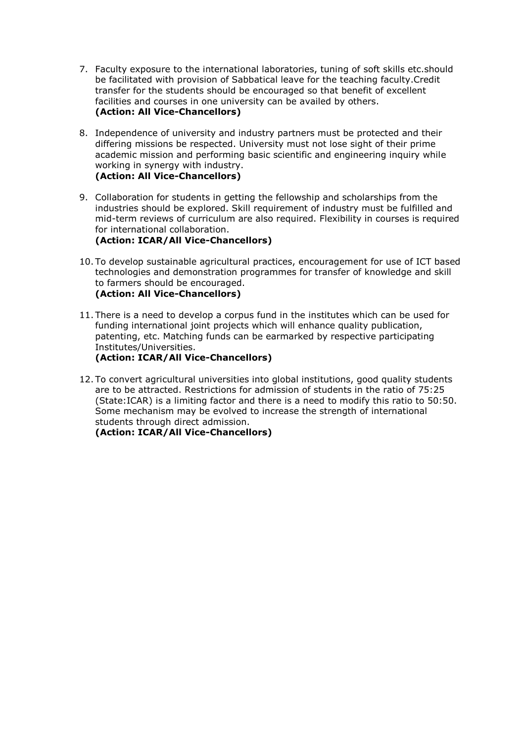7. Faculty exposure to the international laboratories, tuning of soft skills etc.should be facilitated with provision of Sabbatical leave for the teaching faculty.Credit transfer for the students should be encouraged so that benefit of excellent facilities and courses in one university can be availed by others.
   **(Action: All Vice-Chancellors)**

8. Independence of university and industry partners must be protected and their differing missions be respected. University must not lose sight of their prime academic mission and performing basic scientific and engineering inquiry while working in synergy with industry.
   **(Action: All Vice-Chancellors)**

9. Collaboration for students in getting the fellowship and scholarships from the industries should be explored. Skill requirement of industry must be fulfilled and mid-term reviews of curriculum are also required. Flexibility in courses is required for international collaboration.
   **(Action: ICAR/All Vice-Chancellors)**

10. To develop sustainable agricultural practices, encouragement for use of ICT based technologies and demonstration programmes for transfer of knowledge and skill to farmers should be encouraged.
    **(Action: All Vice-Chancellors)**

11. There is a need to develop a corpus fund in the institutes which can be used for funding international joint projects which will enhance quality publication, patenting, etc. Matching funds can be earmarked by respective participating Institutes/Universities.
    **(Action: ICAR/All Vice-Chancellors)**

12. To convert agricultural universities into global institutions, good quality students are to be attracted. Restrictions for admission of students in the ratio of 75:25 (State:ICAR) is a limiting factor and there is a need to modify this ratio to 50:50. Some mechanism may be evolved to increase the strength of international students through direct admission.
    **(Action: ICAR/All Vice-Chancellors)**